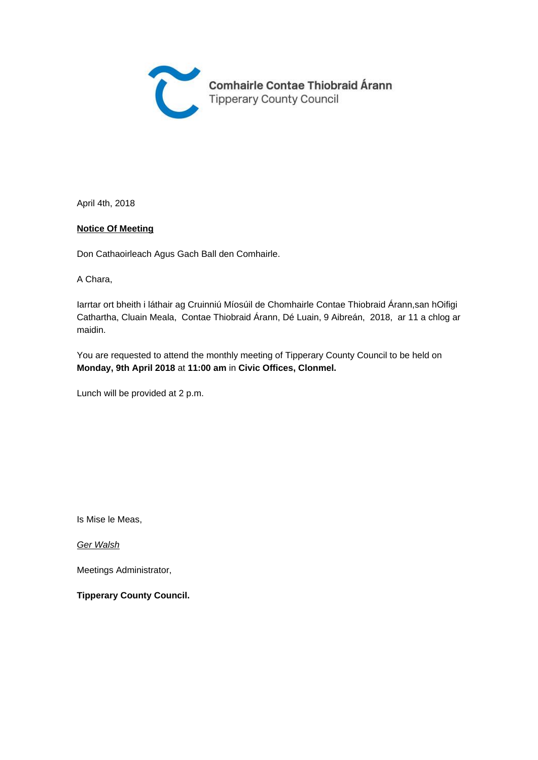Comhairle Contae Thiobraid Árann
Tipperary County Council

April 4th, 2018

**Notice Of Meeting**

Don Cathaoirleach Agus Gach Ball den Comhairle.

A Chara,

Iarrtar ort bheith i láthair ag Cruinniú Míosúil de Chomhairle Contae Thiobraid Árann,san hOifigi Cathartha, Cluain Meala, Contae Thiobraid Árann, Dé Luain, 9 Aibreán, 2018, ar 11 a chlog ar maidin.

You are requested to attend the monthly meeting of Tipperary County Council to be held on **Monday, 9th April 2018** at **11:00 am** in **Civic Offices, Clonmel.**

Lunch will be provided at 2 p.m.

Is Mise le Meas,

*Ger Walsh*

Meetings Administrator,

**Tipperary County Council.**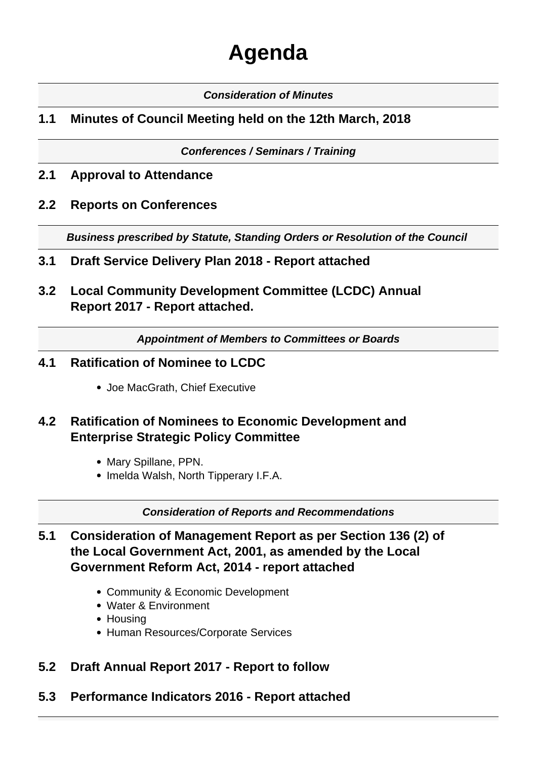# Agenda

***Consideration of Minutes***

## 1.1 Minutes of Council Meeting held on the 12th March, 2018

***Conferences / Seminars / Training***

## 2.1 Approval to Attendance

## 2.2 Reports on Conferences

***Business prescribed by Statute, Standing Orders or Resolution of the Council***

## 3.1 Draft Service Delivery Plan 2018 - Report attached

## 3.2 Local Community Development Committee (LCDC) Annual Report 2017 - Report attached.

***Appointment of Members to Committees or Boards***

## 4.1 Ratification of Nominee to LCDC

- Joe MacGrath, Chief Executive

## 4.2 Ratification of Nominees to Economic Development and Enterprise Strategic Policy Committee

- Mary Spillane, PPN.
- Imelda Walsh, North Tipperary I.F.A.

***Consideration of Reports and Recommendations***

## 5.1 Consideration of Management Report as per Section 136 (2) of the Local Government Act, 2001, as amended by the Local Government Reform Act, 2014 - report attached

- Community & Economic Development
- Water & Environment
- Housing
- Human Resources/Corporate Services

## 5.2 Draft Annual Report 2017 - Report to follow

## 5.3 Performance Indicators 2016 - Report attached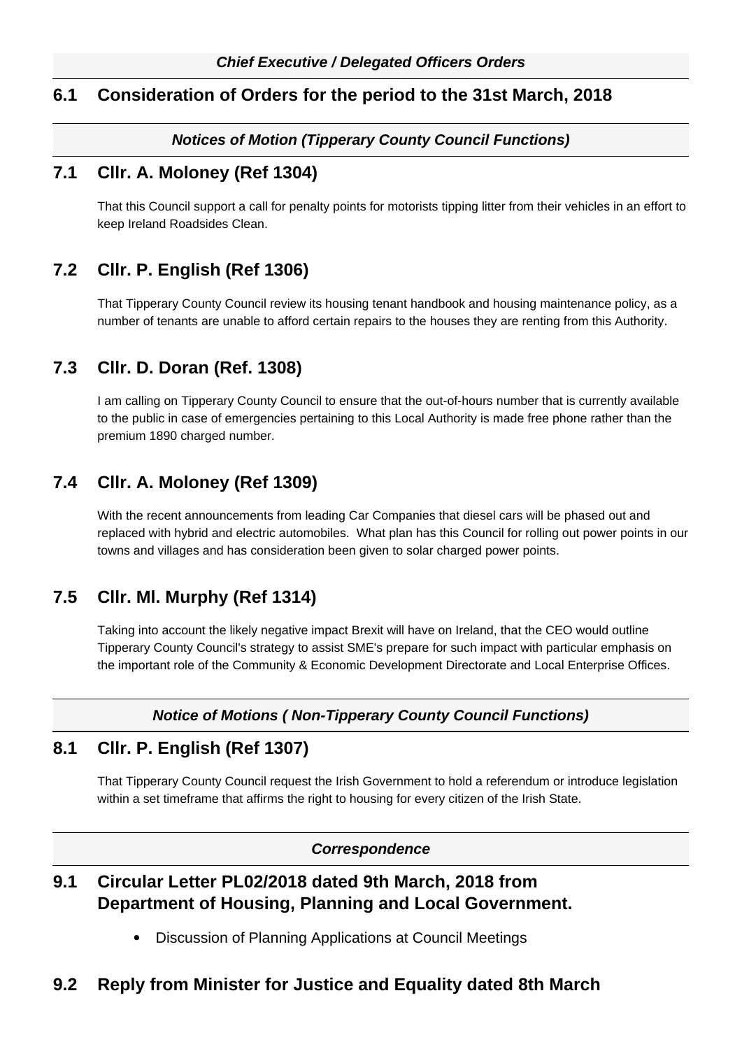***Chief Executive / Delegated Officers Orders***

## 6.1 Consideration of Orders for the period to the 31st March, 2018

***Notices of Motion (Tipperary County Council Functions)***

## 7.1 Cllr. A. Moloney (Ref 1304)

That this Council support a call for penalty points for motorists tipping litter from their vehicles in an effort to keep Ireland Roadsides Clean.

## 7.2 Cllr. P. English (Ref 1306)

That Tipperary County Council review its housing tenant handbook and housing maintenance policy, as a number of tenants are unable to afford certain repairs to the houses they are renting from this Authority.

## 7.3 Cllr. D. Doran (Ref. 1308)

I am calling on Tipperary County Council to ensure that the out-of-hours number that is currently available to the public in case of emergencies pertaining to this Local Authority is made free phone rather than the premium 1890 charged number.

## 7.4 Cllr. A. Moloney (Ref 1309)

With the recent announcements from leading Car Companies that diesel cars will be phased out and replaced with hybrid and electric automobiles. What plan has this Council for rolling out power points in our towns and villages and has consideration been given to solar charged power points.

## 7.5 Cllr. Ml. Murphy (Ref 1314)

Taking into account the likely negative impact Brexit will have on Ireland, that the CEO would outline Tipperary County Council's strategy to assist SME's prepare for such impact with particular emphasis on the important role of the Community & Economic Development Directorate and Local Enterprise Offices.

***Notice of Motions ( Non-Tipperary County Council Functions)***

## 8.1 Cllr. P. English (Ref 1307)

That Tipperary County Council request the Irish Government to hold a referendum or introduce legislation within a set timeframe that affirms the right to housing for every citizen of the Irish State.

***Correspondence***

## 9.1 Circular Letter PL02/2018 dated 9th March, 2018 from Department of Housing, Planning and Local Government.

- Discussion of Planning Applications at Council Meetings

## 9.2 Reply from Minister for Justice and Equality dated 8th March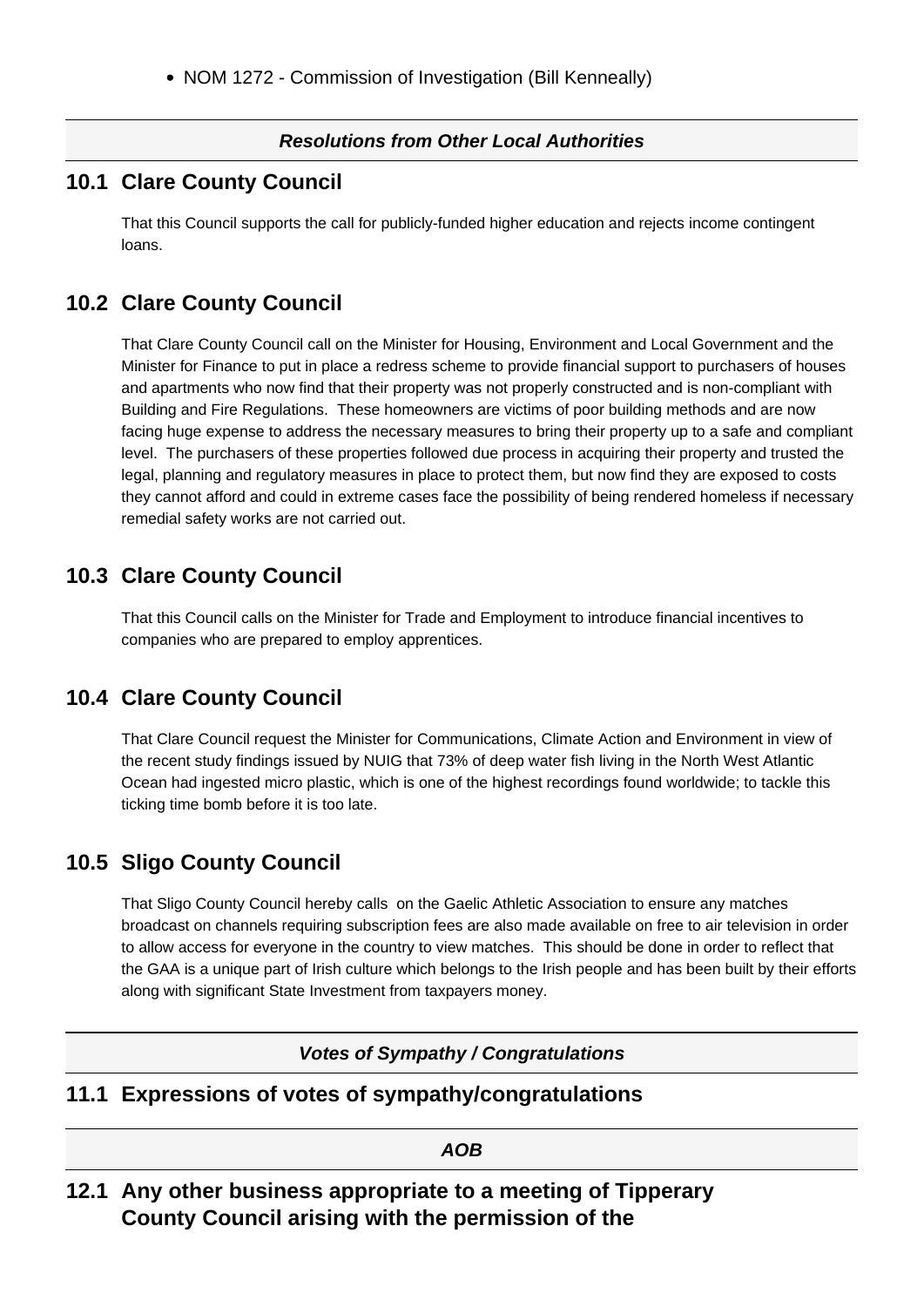- NOM 1272 - Commission of Investigation (Bill Kenneally)

***Resolutions from Other Local Authorities***

## 10.1 Clare County Council

That this Council supports the call for publicly-funded higher education and rejects income contingent loans.

## 10.2 Clare County Council

That Clare County Council call on the Minister for Housing, Environment and Local Government and the Minister for Finance to put in place a redress scheme to provide financial support to purchasers of houses and apartments who now find that their property was not properly constructed and is non-compliant with Building and Fire Regulations. These homeowners are victims of poor building methods and are now facing huge expense to address the necessary measures to bring their property up to a safe and compliant level. The purchasers of these properties followed due process in acquiring their property and trusted the legal, planning and regulatory measures in place to protect them, but now find they are exposed to costs they cannot afford and could in extreme cases face the possibility of being rendered homeless if necessary remedial safety works are not carried out.

## 10.3 Clare County Council

That this Council calls on the Minister for Trade and Employment to introduce financial incentives to companies who are prepared to employ apprentices.

## 10.4 Clare County Council

That Clare Council request the Minister for Communications, Climate Action and Environment in view of the recent study findings issued by NUIG that 73% of deep water fish living in the North West Atlantic Ocean had ingested micro plastic, which is one of the highest recordings found worldwide; to tackle this ticking time bomb before it is too late.

## 10.5 Sligo County Council

That Sligo County Council hereby calls on the Gaelic Athletic Association to ensure any matches broadcast on channels requiring subscription fees are also made available on free to air television in order to allow access for everyone in the country to view matches. This should be done in order to reflect that the GAA is a unique part of Irish culture which belongs to the Irish people and has been built by their efforts along with significant State Investment from taxpayers money.

***Votes of Sympathy / Congratulations***

## 11.1 Expressions of votes of sympathy/congratulations

***AOB***

## 12.1 Any other business appropriate to a meeting of Tipperary County Council arising with the permission of the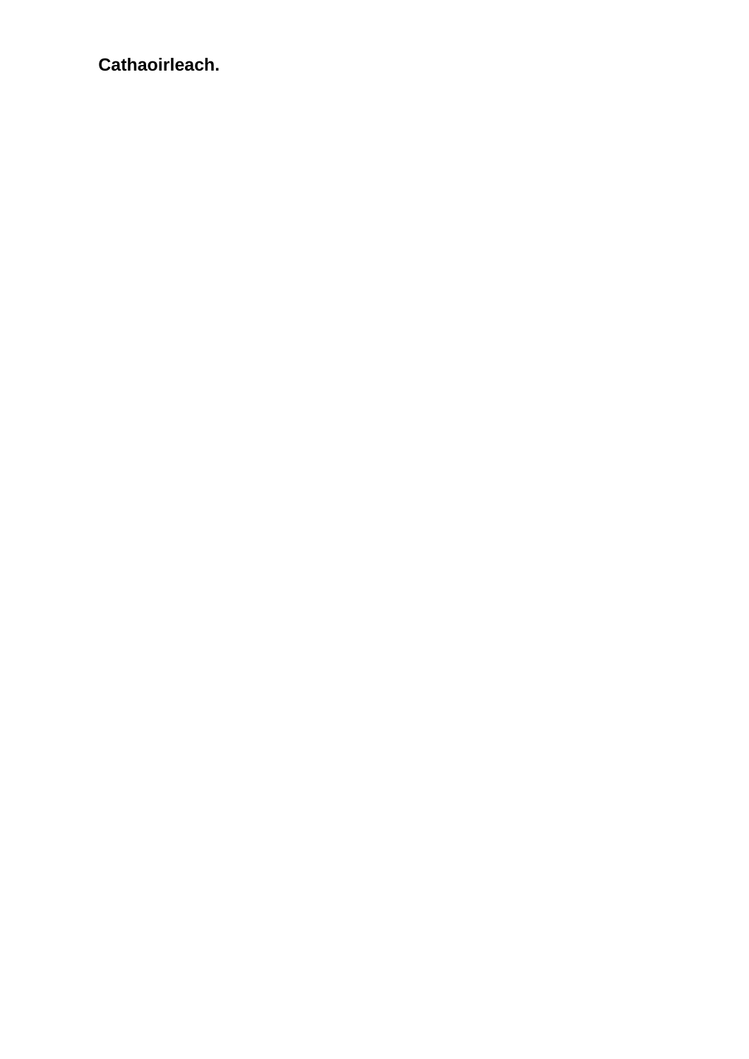**Cathaoirleach.**